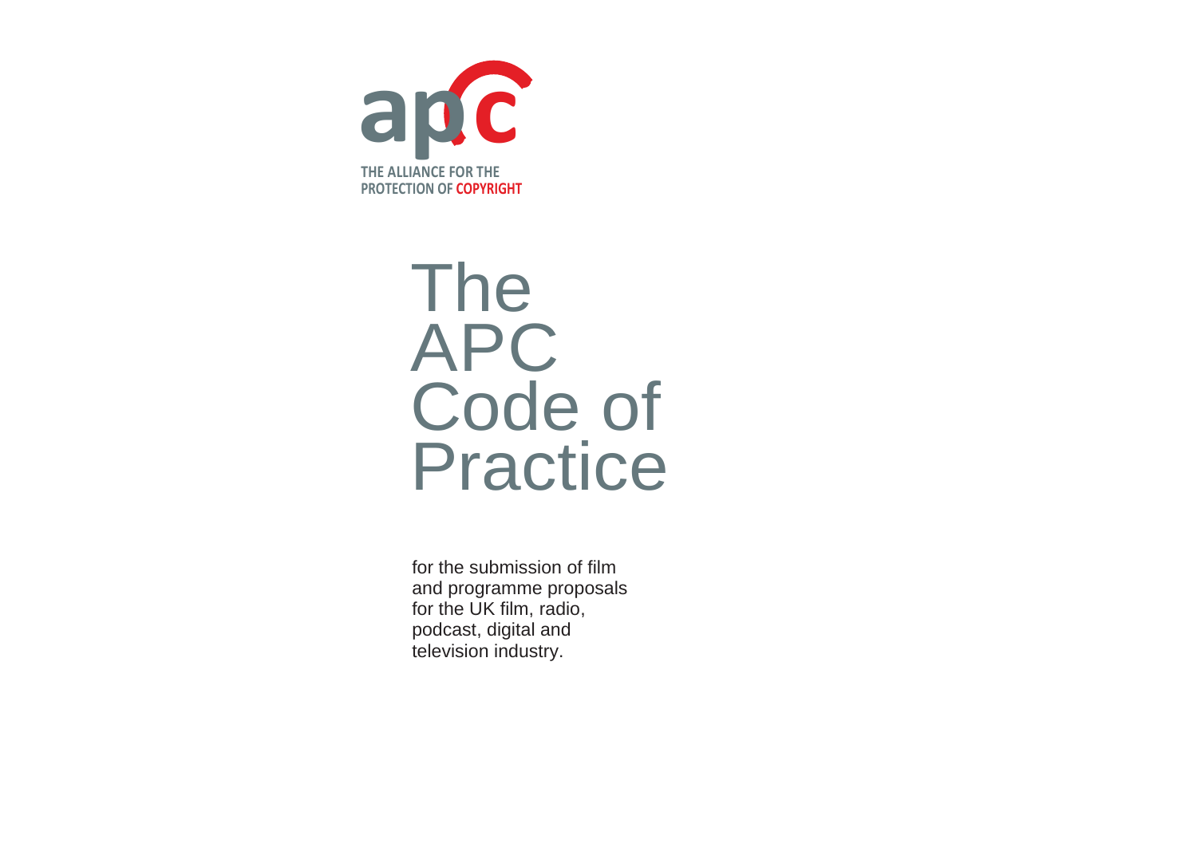THE ALLIANCE FOR THE
PROTECTION OF COPYRIGHT

# The APC Code of Practice

for the submission of film and programme proposals for the UK film, radio, podcast, digital and television industry.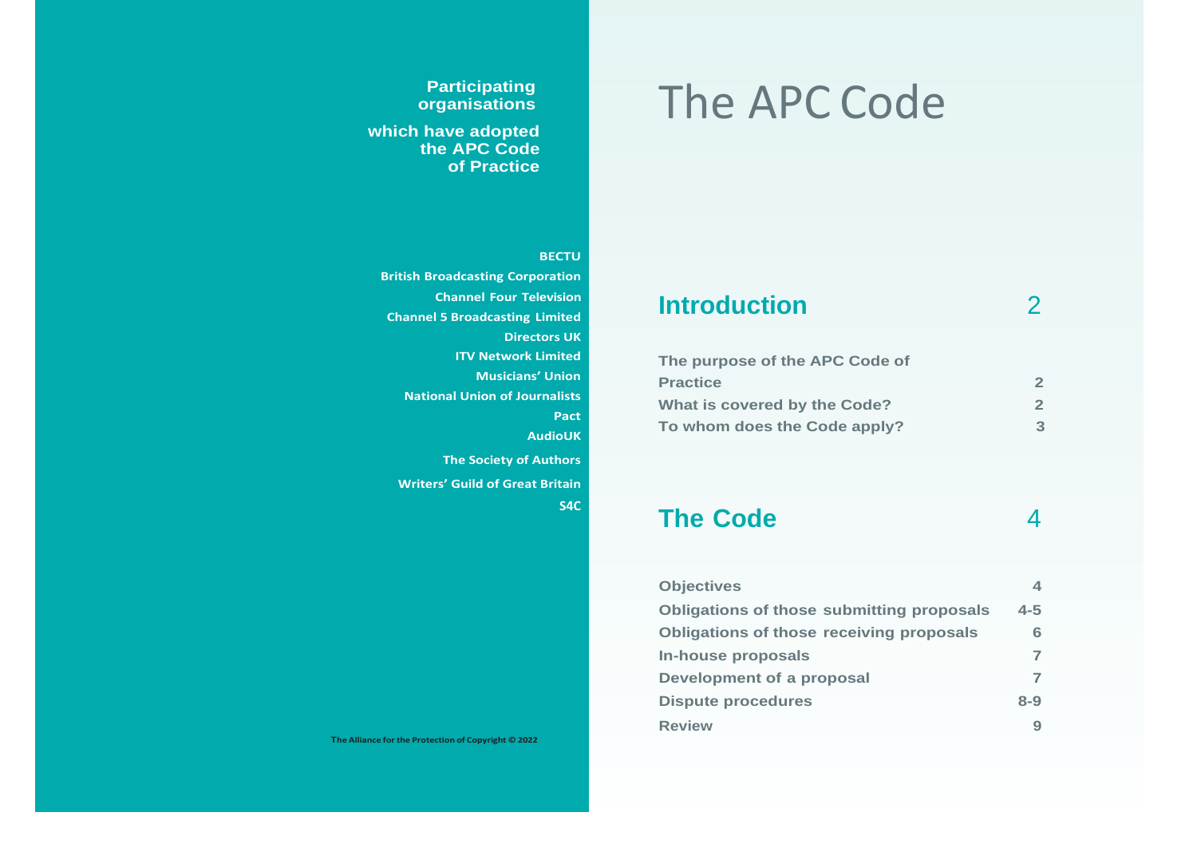**Participating organisations**

**which have adopted the APC Code of Practice**

**BECTU**
**British Broadcasting Corporation**
**Channel Four Television**
**Channel 5 Broadcasting Limited**
**Directors UK**
**ITV Network Limited**
**Musicians' Union**
**National Union of Journalists**
**Pact**
**AudioUK**
**The Society of Authors**
**Writers' Guild of Great Britain**
**S4C**

The Alliance for the Protection of Copyright © 2022

# The APC Code

## Introduction — 2

| | |
|---|---|
| The purpose of the APC Code of Practice | 2 |
| What is covered by the Code? | 2 |
| To whom does the Code apply? | 3 |

## The Code — 4

| | |
|---|---|
| Objectives | 4 |
| Obligations of those submitting proposals | 4-5 |
| Obligations of those receiving proposals | 6 |
| In-house proposals | 7 |
| Development of a proposal | 7 |
| Dispute procedures | 8-9 |
| Review | 9 |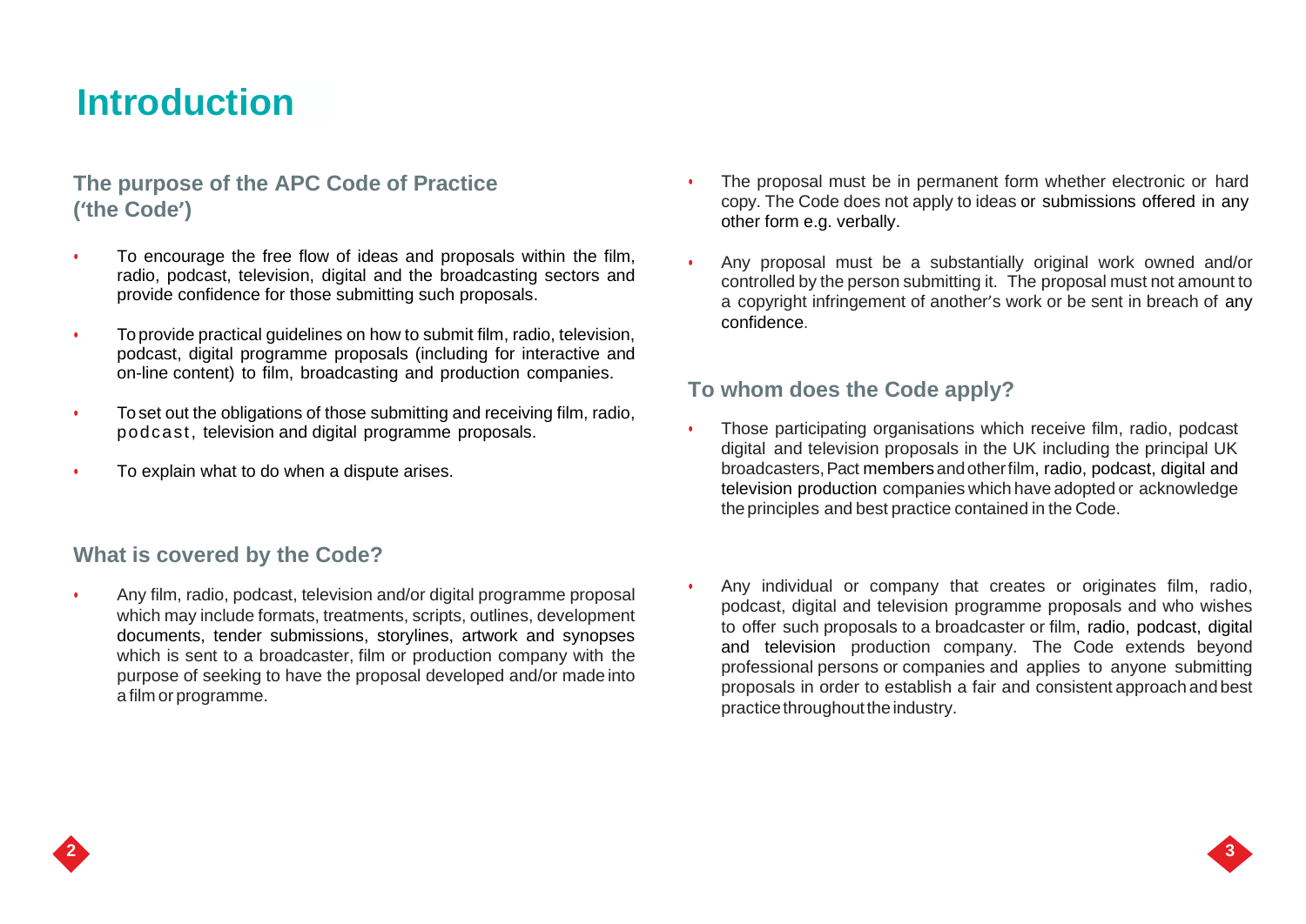# Introduction

## The purpose of the APC Code of Practice ('the Code')

- To encourage the free flow of ideas and proposals within the film, radio, podcast, television, digital and the broadcasting sectors and provide confidence for those submitting such proposals.
- To provide practical guidelines on how to submit film, radio, television, podcast, digital programme proposals (including for interactive and on-line content) to film, broadcasting and production companies.
- To set out the obligations of those submitting and receiving film, radio, podcast, television and digital programme proposals.
- To explain what to do when a dispute arises.

## What is covered by the Code?

- Any film, radio, podcast, television and/or digital programme proposal which may include formats, treatments, scripts, outlines, development documents, tender submissions, storylines, artwork and synopses which is sent to a broadcaster, film or production company with the purpose of seeking to have the proposal developed and/or made into a film or programme.
- The proposal must be in permanent form whether electronic or hard copy. The Code does not apply to ideas or submissions offered in any other form e.g. verbally.
- Any proposal must be a substantially original work owned and/or controlled by the person submitting it. The proposal must not amount to a copyright infringement of another's work or be sent in breach of any confidence.

## To whom does the Code apply?

- Those participating organisations which receive film, radio, podcast digital and television proposals in the UK including the principal UK broadcasters, Pact members and other film, radio, podcast, digital and television production companies which have adopted or acknowledge the principles and best practice contained in the Code.
- Any individual or company that creates or originates film, radio, podcast, digital and television programme proposals and who wishes to offer such proposals to a broadcaster or film, radio, podcast, digital and television production company. The Code extends beyond professional persons or companies and applies to anyone submitting proposals in order to establish a fair and consistent approach and best practice throughout the industry.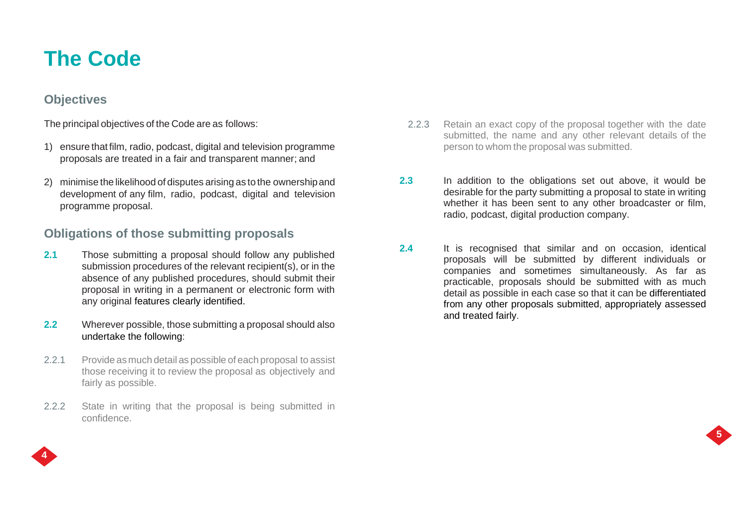# The Code

## Objectives

The principal objectives of the Code are as follows:

1) ensure that film, radio, podcast, digital and television programme proposals are treated in a fair and transparent manner; and

2) minimise the likelihood of disputes arising as to the ownership and development of any film, radio, podcast, digital and television programme proposal.

## Obligations of those submitting proposals

**2.1** Those submitting a proposal should follow any published submission procedures of the relevant recipient(s), or in the absence of any published procedures, should submit their proposal in writing in a permanent or electronic form with any original features clearly identified.

**2.2** Wherever possible, those submitting a proposal should also undertake the following:

2.2.1 Provide as much detail as possible of each proposal to assist those receiving it to review the proposal as objectively and fairly as possible.

2.2.2 State in writing that the proposal is being submitted in confidence.

2.2.3 Retain an exact copy of the proposal together with the date submitted, the name and any other relevant details of the person to whom the proposal was submitted.

**2.3** In addition to the obligations set out above, it would be desirable for the party submitting a proposal to state in writing whether it has been sent to any other broadcaster or film, radio, podcast, digital production company.

**2.4** It is recognised that similar and on occasion, identical proposals will be submitted by different individuals or companies and sometimes simultaneously. As far as practicable, proposals should be submitted with as much detail as possible in each case so that it can be differentiated from any other proposals submitted, appropriately assessed and treated fairly.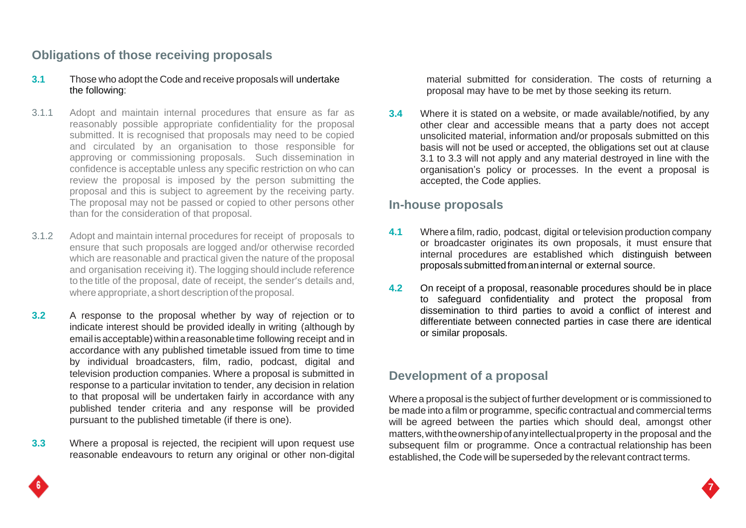## Obligations of those receiving proposals

**3.1** Those who adopt the Code and receive proposals will undertake the following:

3.1.1 Adopt and maintain internal procedures that ensure as far as reasonably possible appropriate confidentiality for the proposal submitted. It is recognised that proposals may need to be copied and circulated by an organisation to those responsible for approving or commissioning proposals. Such dissemination in confidence is acceptable unless any specific restriction on who can review the proposal is imposed by the person submitting the proposal and this is subject to agreement by the receiving party. The proposal may not be passed or copied to other persons other than for the consideration of that proposal.

3.1.2 Adopt and maintain internal procedures for receipt of proposals to ensure that such proposals are logged and/or otherwise recorded which are reasonable and practical given the nature of the proposal and organisation receiving it). The logging should include reference to the title of the proposal, date of receipt, the sender's details and, where appropriate, a short description of the proposal.

**3.2** A response to the proposal whether by way of rejection or to indicate interest should be provided ideally in writing (although by email is acceptable) within a reasonable time following receipt and in accordance with any published timetable issued from time to time by individual broadcasters, film, radio, podcast, digital and television production companies. Where a proposal is submitted in response to a particular invitation to tender, any decision in relation to that proposal will be undertaken fairly in accordance with any published tender criteria and any response will be provided pursuant to the published timetable (if there is one).

**3.3** Where a proposal is rejected, the recipient will upon request use reasonable endeavours to return any original or other non-digital material submitted for consideration. The costs of returning a proposal may have to be met by those seeking its return.

**3.4** Where it is stated on a website, or made available/notified, by any other clear and accessible means that a party does not accept unsolicited material, information and/or proposals submitted on this basis will not be used or accepted, the obligations set out at clause 3.1 to 3.3 will not apply and any material destroyed in line with the organisation's policy or processes. In the event a proposal is accepted, the Code applies.

## In-house proposals

**4.1** Where a film, radio, podcast, digital or television production company or broadcaster originates its own proposals, it must ensure that internal procedures are established which distinguish between proposals submitted from an internal or external source.

**4.2** On receipt of a proposal, reasonable procedures should be in place to safeguard confidentiality and protect the proposal from dissemination to third parties to avoid a conflict of interest and differentiate between connected parties in case there are identical or similar proposals.

## Development of a proposal

Where a proposal is the subject of further development or is commissioned to be made into a film or programme, specific contractual and commercial terms will be agreed between the parties which should deal, amongst other matters, with the ownership of any intellectual property in the proposal and the subsequent film or programme. Once a contractual relationship has been established, the Code will be superseded by the relevant contract terms.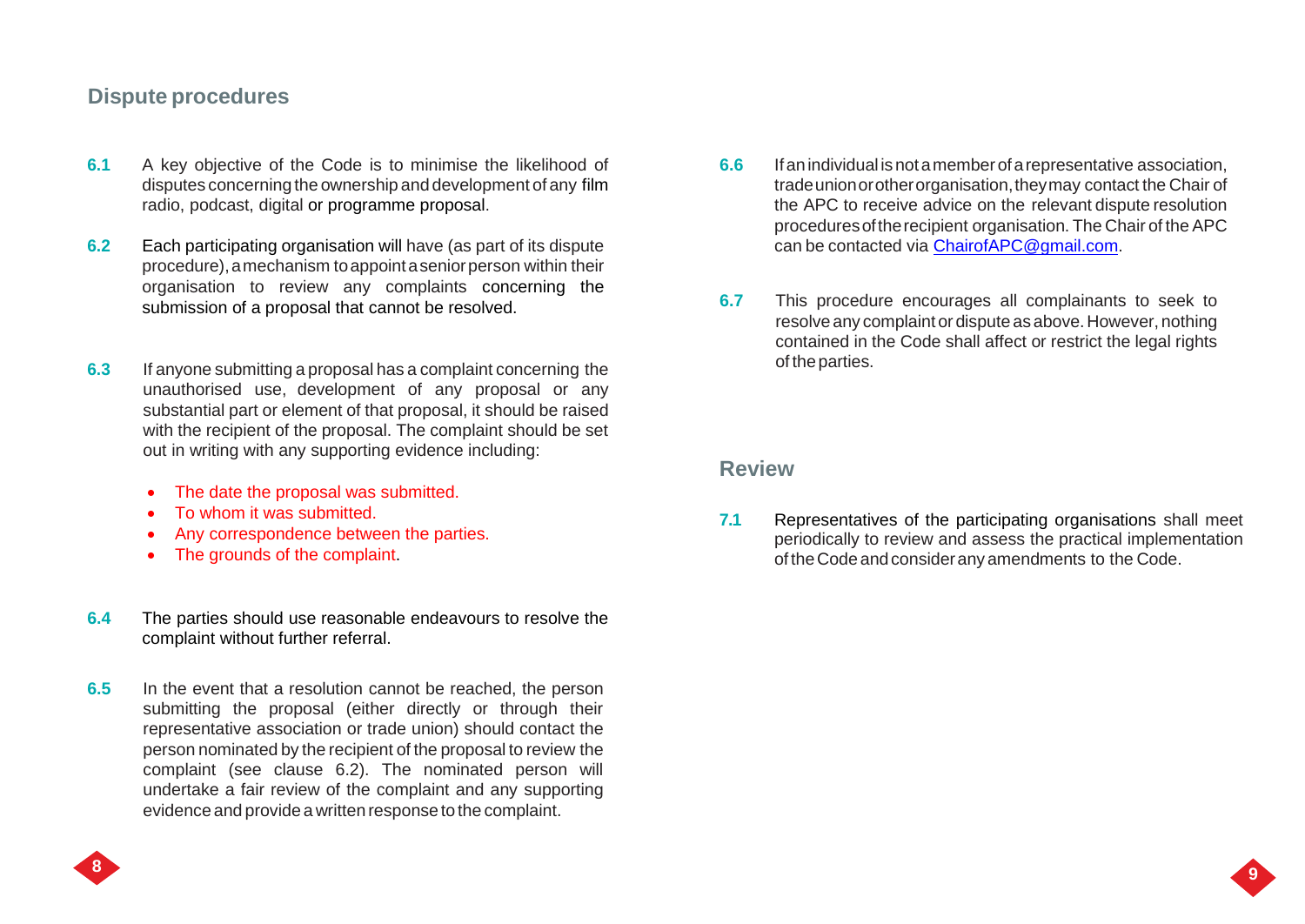## Dispute procedures

**6.1** A key objective of the Code is to minimise the likelihood of disputes concerning the ownership and development of any film radio, podcast, digital or programme proposal.

**6.2** Each participating organisation will have (as part of its dispute procedure), a mechanism to appoint a senior person within their organisation to review any complaints concerning the submission of a proposal that cannot be resolved.

**6.3** If anyone submitting a proposal has a complaint concerning the unauthorised use, development of any proposal or any substantial part or element of that proposal, it should be raised with the recipient of the proposal. The complaint should be set out in writing with any supporting evidence including:

- The date the proposal was submitted.
- To whom it was submitted.
- Any correspondence between the parties.
- The grounds of the complaint.

**6.4** The parties should use reasonable endeavours to resolve the complaint without further referral.

**6.5** In the event that a resolution cannot be reached, the person submitting the proposal (either directly or through their representative association or trade union) should contact the person nominated by the recipient of the proposal to review the complaint (see clause 6.2). The nominated person will undertake a fair review of the complaint and any supporting evidence and provide a written response to the complaint.

**6.6** If an individual is not a member of a representative association, trade union or other organisation, they may contact the Chair of the APC to receive advice on the relevant dispute resolution procedures of the recipient organisation. The Chair of the APC can be contacted via ChairofAPC@gmail.com.

**6.7** This procedure encourages all complainants to seek to resolve any complaint or dispute as above. However, nothing contained in the Code shall affect or restrict the legal rights of the parties.

## Review

**7.1** Representatives of the participating organisations shall meet periodically to review and assess the practical implementation of the Code and consider any amendments to the Code.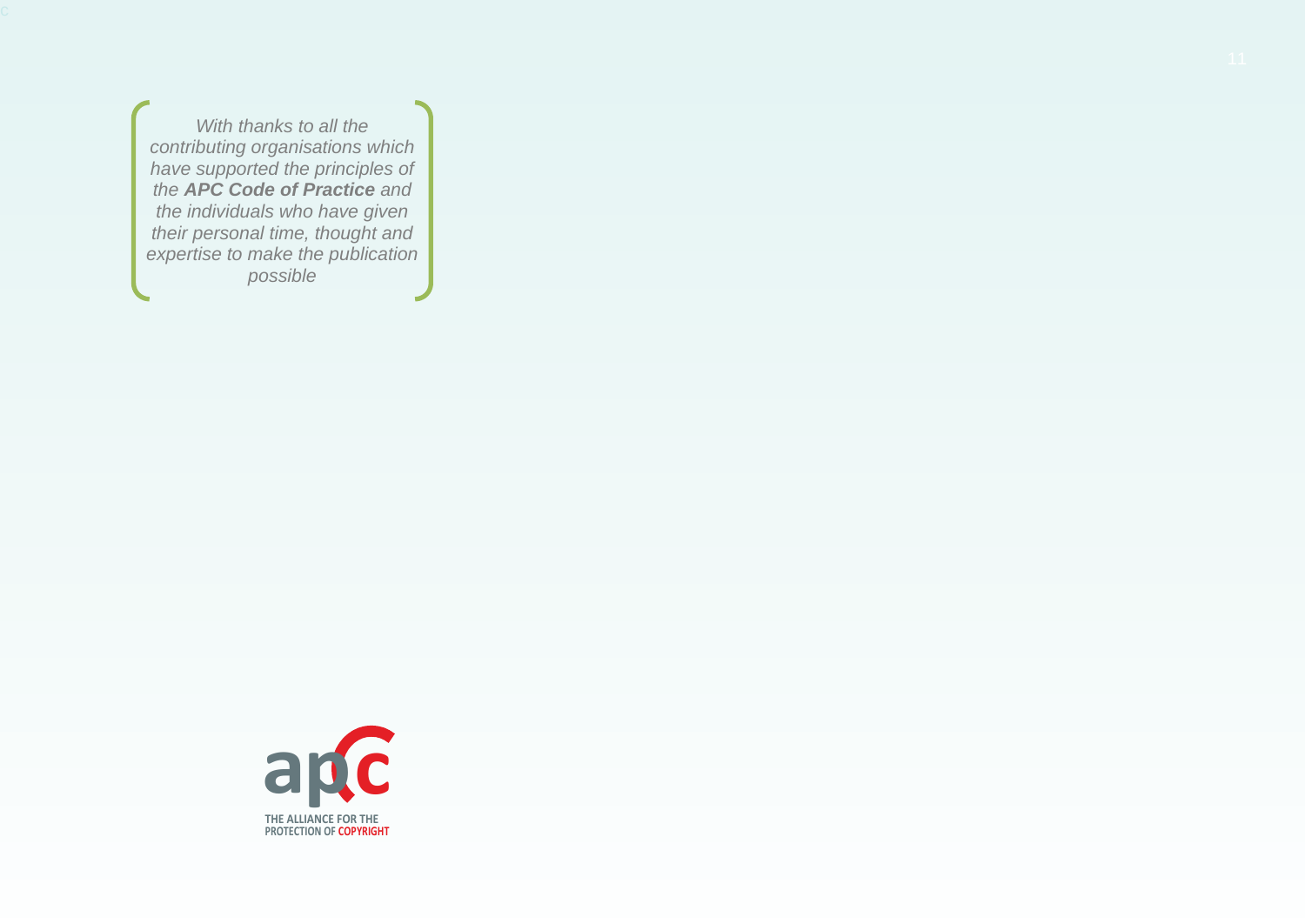*With thanks to all the contributing organisations which have supported the principles of the **APC Code of Practice** and the individuals who have given their personal time, thought and expertise to make the publication possible*

THE ALLIANCE FOR THE PROTECTION OF COPYRIGHT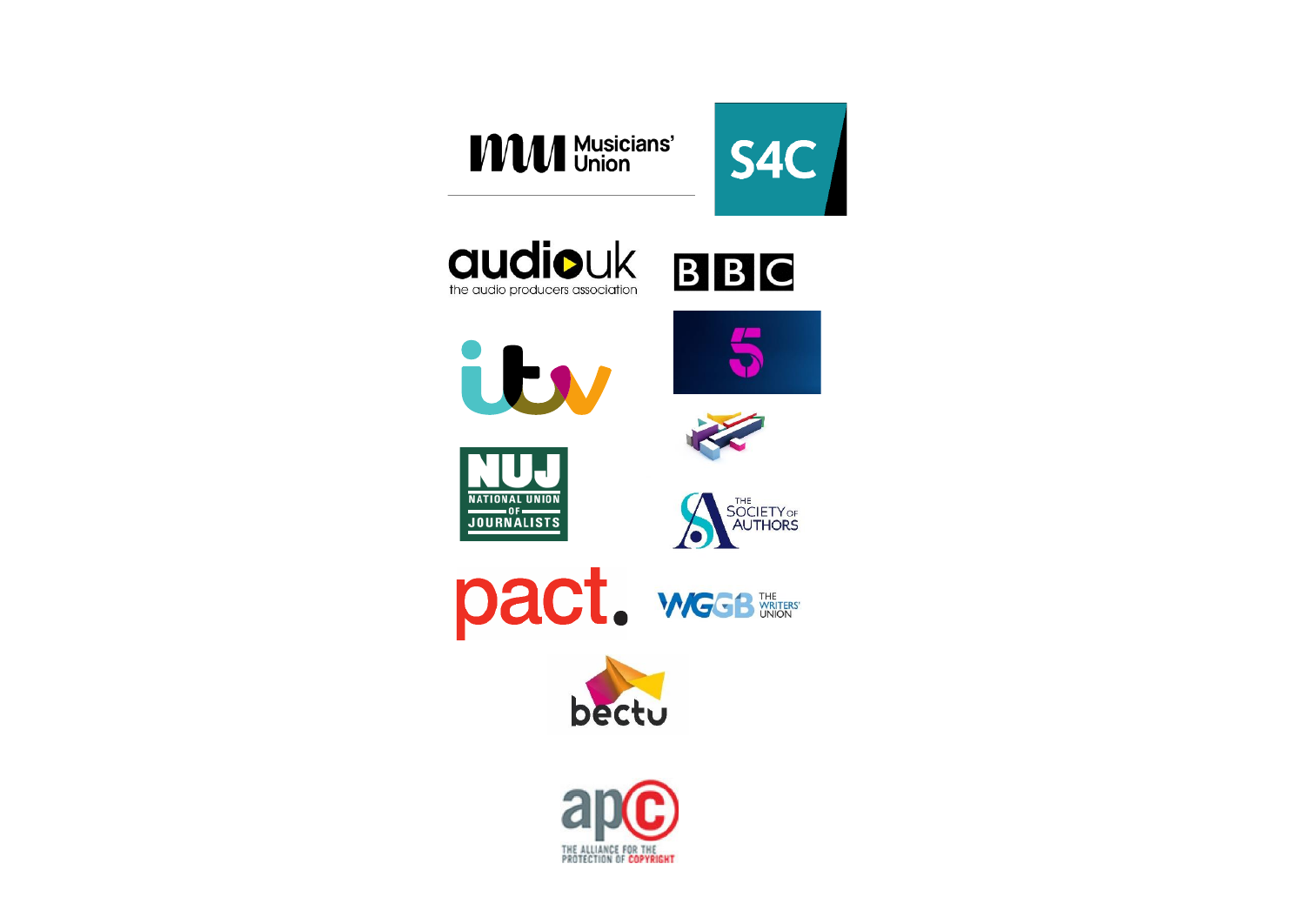Musicians' Union

S4C

audiouk
the audio producers association

BBC

itv

5

NUJ
NATIONAL UNION OF JOURNALISTS

THE SOCIETY OF AUTHORS

pact.

WGGB THE WRITERS' UNION

bectu

apc
THE ALLIANCE FOR THE PROTECTION OF COPYRIGHT